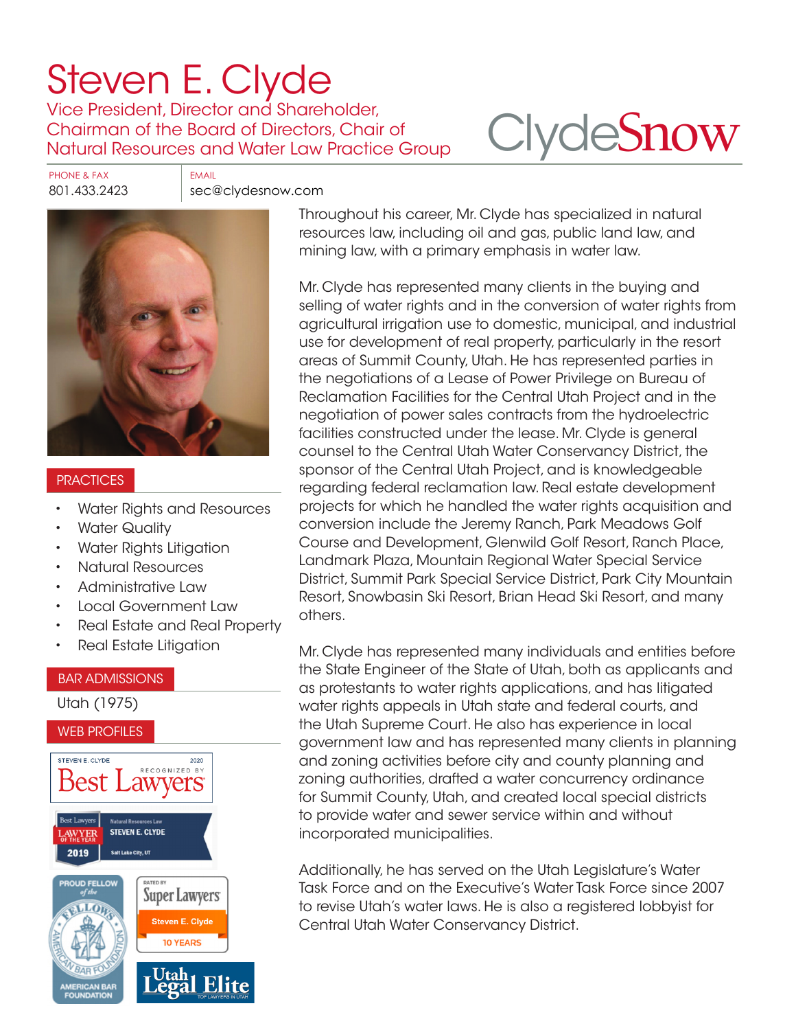# Steven E. Clyde

Vice President, Director and Shareholder, Chairman of the Board of Directors, Chair of Natural Resources and Water Law Practice Group

ClydeSnow

PHONE & FAX
801.433.2423

EMAIL
sec@clydesnow.com

## PRACTICES

- Water Rights and Resources
- Water Quality
- Water Rights Litigation
- Natural Resources
- Administrative Law
- Local Government Law
- Real Estate and Real Property
- Real Estate Litigation

## BAR ADMISSIONS

Utah (1975)

## WEB PROFILES

STEVEN E. CLYDE 2020 RECOGNIZED BY Best Lawyers

Best Lawyers LAWYER OF THE YEAR 2019 Natural Resources Law STEVEN E. CLYDE Salt Lake City, UT

PROUD FELLOW of the FELLOWS AMERICAN BAR FOUNDATION

RATED BY Super Lawyers Steven E. Clyde 10 YEARS

Utah Legal Elite TOP LAWYERS IN UTAH

Throughout his career, Mr. Clyde has specialized in natural resources law, including oil and gas, public land law, and mining law, with a primary emphasis in water law.

Mr. Clyde has represented many clients in the buying and selling of water rights and in the conversion of water rights from agricultural irrigation use to domestic, municipal, and industrial use for development of real property, particularly in the resort areas of Summit County, Utah. He has represented parties in the negotiations of a Lease of Power Privilege on Bureau of Reclamation Facilities for the Central Utah Project and in the negotiation of power sales contracts from the hydroelectric facilities constructed under the lease. Mr. Clyde is general counsel to the Central Utah Water Conservancy District, the sponsor of the Central Utah Project, and is knowledgeable regarding federal reclamation law. Real estate development projects for which he handled the water rights acquisition and conversion include the Jeremy Ranch, Park Meadows Golf Course and Development, Glenwild Golf Resort, Ranch Place, Landmark Plaza, Mountain Regional Water Special Service District, Summit Park Special Service District, Park City Mountain Resort, Snowbasin Ski Resort, Brian Head Ski Resort, and many others.

Mr. Clyde has represented many individuals and entities before the State Engineer of the State of Utah, both as applicants and as protestants to water rights applications, and has litigated water rights appeals in Utah state and federal courts, and the Utah Supreme Court. He also has experience in local government law and has represented many clients in planning and zoning activities before city and county planning and zoning authorities, drafted a water concurrency ordinance for Summit County, Utah, and created local special districts to provide water and sewer service within and without incorporated municipalities.

Additionally, he has served on the Utah Legislature's Water Task Force and on the Executive's Water Task Force since 2007 to revise Utah's water laws. He is also a registered lobbyist for Central Utah Water Conservancy District.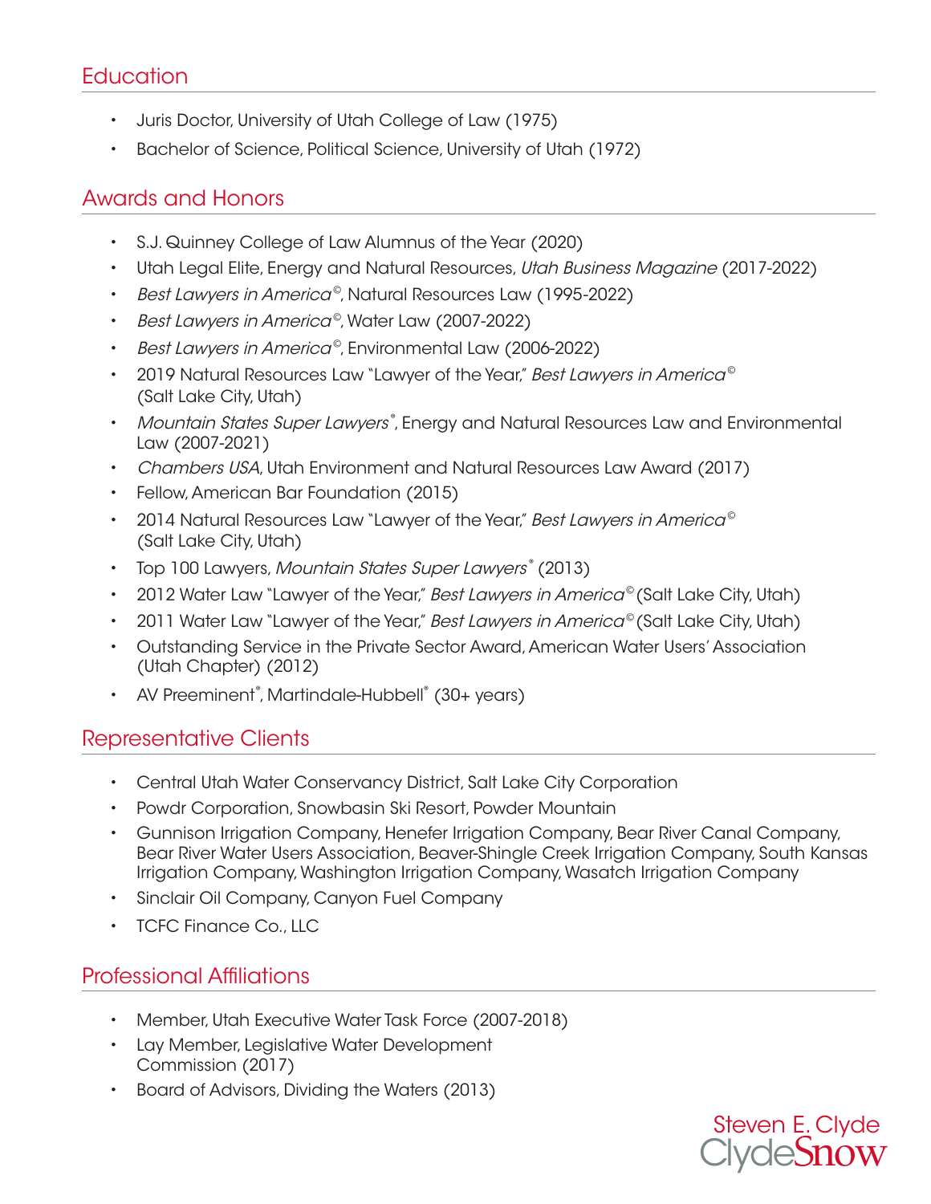## Education

- Juris Doctor, University of Utah College of Law (1975)
- Bachelor of Science, Political Science, University of Utah (1972)

## Awards and Honors

- S.J. Quinney College of Law Alumnus of the Year (2020)
- Utah Legal Elite, Energy and Natural Resources, *Utah Business Magazine* (2017-2022)
- *Best Lawyers in America*©, Natural Resources Law (1995-2022)
- *Best Lawyers in America*©, Water Law (2007-2022)
- *Best Lawyers in America*©, Environmental Law (2006-2022)
- 2019 Natural Resources Law "Lawyer of the Year," *Best Lawyers in America*© (Salt Lake City, Utah)
- *Mountain States Super Lawyers*®, Energy and Natural Resources Law and Environmental Law (2007-2021)
- *Chambers USA*, Utah Environment and Natural Resources Law Award (2017)
- Fellow, American Bar Foundation (2015)
- 2014 Natural Resources Law "Lawyer of the Year," *Best Lawyers in America*© (Salt Lake City, Utah)
- Top 100 Lawyers, *Mountain States Super Lawyers*® (2013)
- 2012 Water Law "Lawyer of the Year," *Best Lawyers in America*© (Salt Lake City, Utah)
- 2011 Water Law "Lawyer of the Year," *Best Lawyers in America*© (Salt Lake City, Utah)
- Outstanding Service in the Private Sector Award, American Water Users' Association (Utah Chapter) (2012)
- AV Preeminent®, Martindale-Hubbell® (30+ years)

## Representative Clients

- Central Utah Water Conservancy District, Salt Lake City Corporation
- Powdr Corporation, Snowbasin Ski Resort, Powder Mountain
- Gunnison Irrigation Company, Henefer Irrigation Company, Bear River Canal Company, Bear River Water Users Association, Beaver-Shingle Creek Irrigation Company, South Kansas Irrigation Company, Washington Irrigation Company, Wasatch Irrigation Company
- Sinclair Oil Company, Canyon Fuel Company
- TCFC Finance Co., LLC

## Professional Affiliations

- Member, Utah Executive Water Task Force (2007-2018)
- Lay Member, Legislative Water Development Commission (2017)
- Board of Advisors, Dividing the Waters (2013)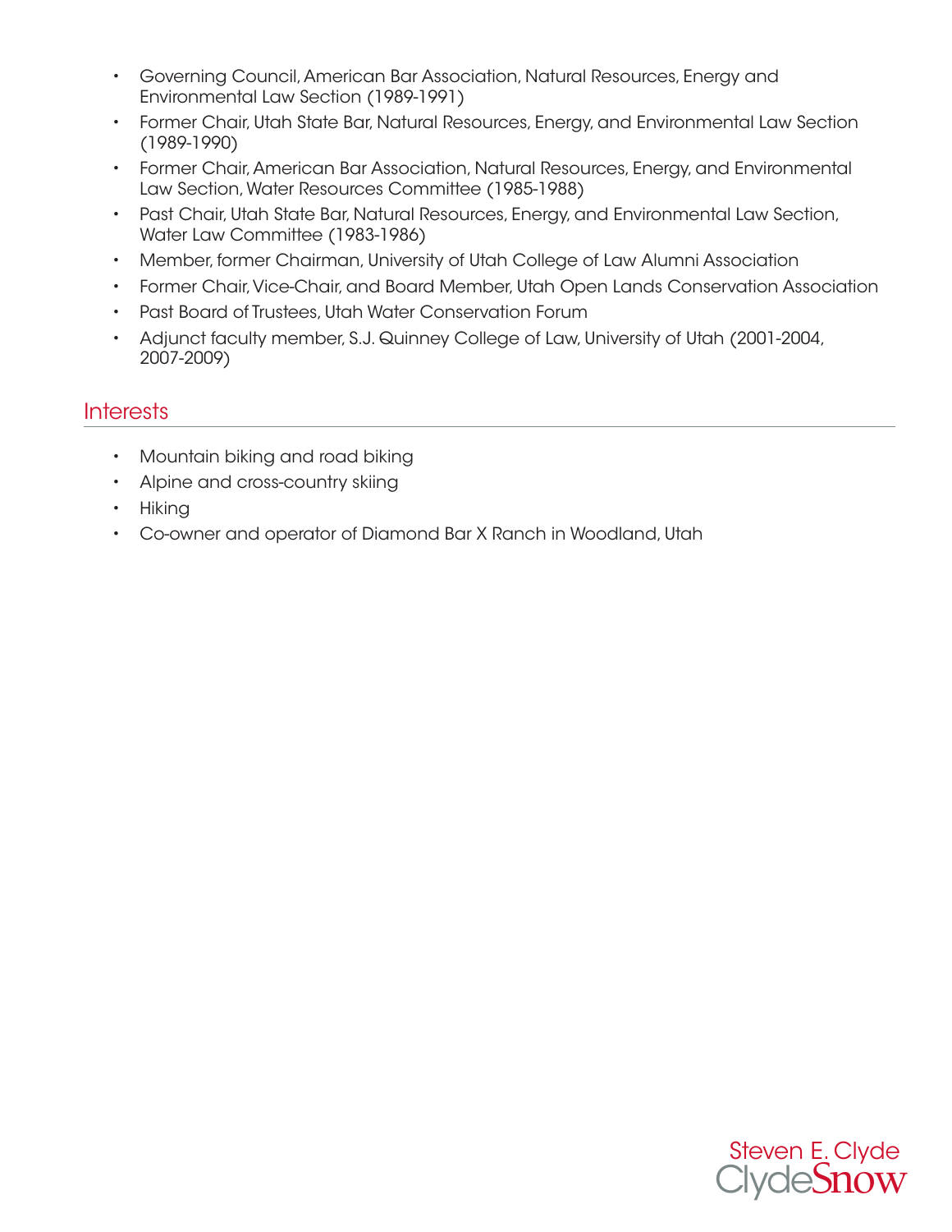- Governing Council, American Bar Association, Natural Resources, Energy and Environmental Law Section (1989-1991)
- Former Chair, Utah State Bar, Natural Resources, Energy, and Environmental Law Section (1989-1990)
- Former Chair, American Bar Association, Natural Resources, Energy, and Environmental Law Section, Water Resources Committee (1985-1988)
- Past Chair, Utah State Bar, Natural Resources, Energy, and Environmental Law Section, Water Law Committee (1983-1986)
- Member, former Chairman, University of Utah College of Law Alumni Association
- Former Chair, Vice-Chair, and Board Member, Utah Open Lands Conservation Association
- Past Board of Trustees, Utah Water Conservation Forum
- Adjunct faculty member, S.J. Quinney College of Law, University of Utah (2001-2004, 2007-2009)

## Interests

- Mountain biking and road biking
- Alpine and cross-country skiing
- Hiking
- Co-owner and operator of Diamond Bar X Ranch in Woodland, Utah